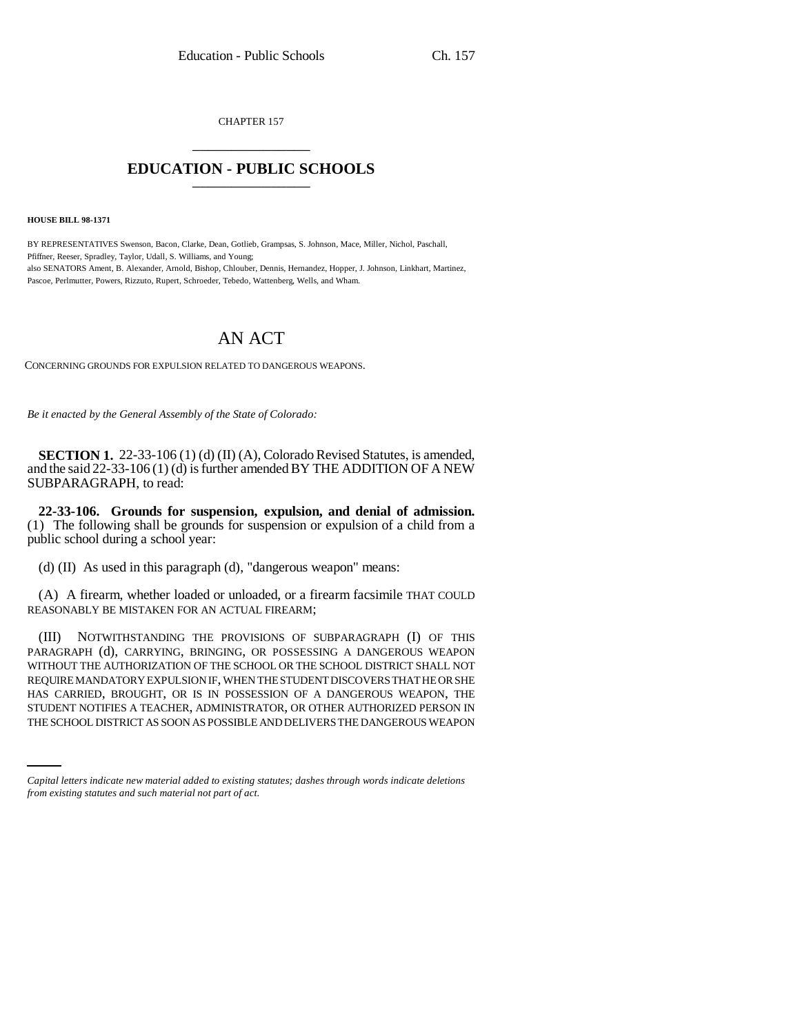CHAPTER 157

# EDUCATION - PUBLIC SCHOOLS

**HOUSE BILL 98-1371**

BY REPRESENTATIVES Swenson, Bacon, Clarke, Dean, Gotlieb, Grampsas, S. Johnson, Mace, Miller, Nichol, Paschall, Pfiffner, Reeser, Spradley, Taylor, Udall, S. Williams, and Young;
also SENATORS Ament, B. Alexander, Arnold, Bishop, Chlouber, Dennis, Hernandez, Hopper, J. Johnson, Linkhart, Martinez, Pascoe, Perlmutter, Powers, Rizzuto, Rupert, Schroeder, Tebedo, Wattenberg, Wells, and Wham.

# AN ACT

CONCERNING GROUNDS FOR EXPULSION RELATED TO DANGEROUS WEAPONS.

*Be it enacted by the General Assembly of the State of Colorado:*

**SECTION 1.** 22-33-106 (1) (d) (II) (A), Colorado Revised Statutes, is amended, and the said 22-33-106 (1) (d) is further amended BY THE ADDITION OF A NEW SUBPARAGRAPH, to read:

**22-33-106. Grounds for suspension, expulsion, and denial of admission.** (1) The following shall be grounds for suspension or expulsion of a child from a public school during a school year:

(d) (II) As used in this paragraph (d), "dangerous weapon" means:

(A) A firearm, whether loaded or unloaded, or a firearm facsimile THAT COULD REASONABLY BE MISTAKEN FOR AN ACTUAL FIREARM;

(III) NOTWITHSTANDING THE PROVISIONS OF SUBPARAGRAPH (I) OF THIS PARAGRAPH (d), CARRYING, BRINGING, OR POSSESSING A DANGEROUS WEAPON WITHOUT THE AUTHORIZATION OF THE SCHOOL OR THE SCHOOL DISTRICT SHALL NOT REQUIRE MANDATORY EXPULSION IF, WHEN THE STUDENT DISCOVERS THAT HE OR SHE HAS CARRIED, BROUGHT, OR IS IN POSSESSION OF A DANGEROUS WEAPON, THE STUDENT NOTIFIES A TEACHER, ADMINISTRATOR, OR OTHER AUTHORIZED PERSON IN THE SCHOOL DISTRICT AS SOON AS POSSIBLE AND DELIVERS THE DANGEROUS WEAPON

*Capital letters indicate new material added to existing statutes; dashes through words indicate deletions from existing statutes and such material not part of act.*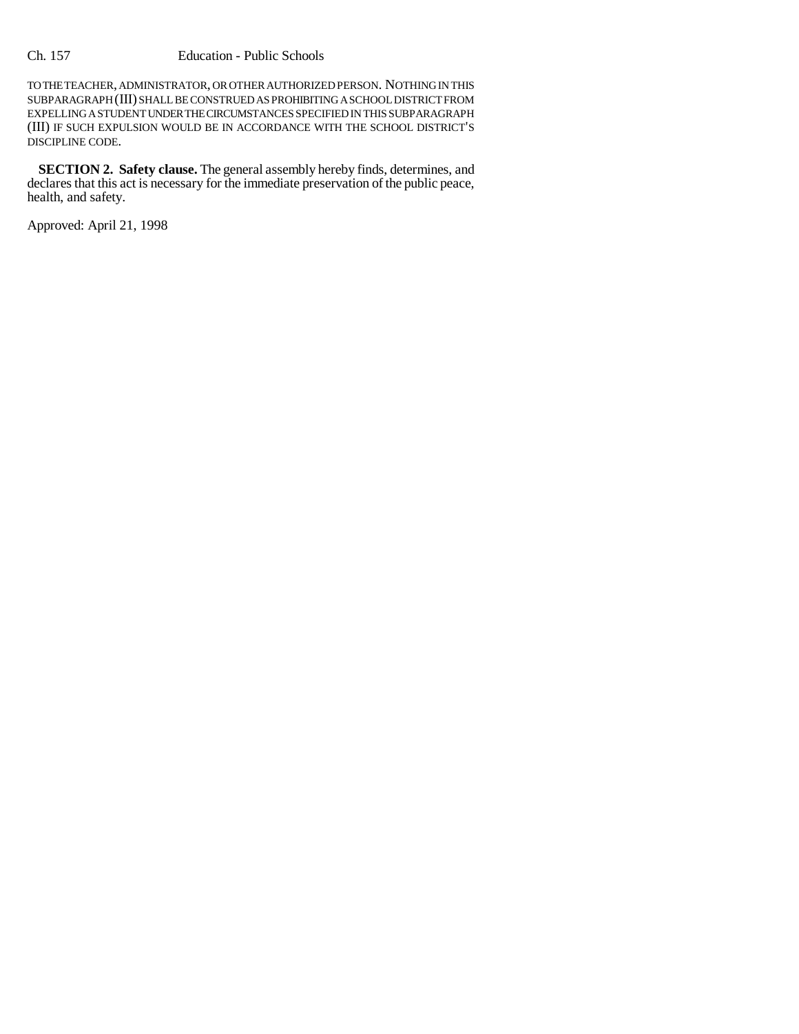TO THE TEACHER, ADMINISTRATOR, OR OTHER AUTHORIZED PERSON. NOTHING IN THIS SUBPARAGRAPH (III) SHALL BE CONSTRUED AS PROHIBITING A SCHOOL DISTRICT FROM EXPELLING A STUDENT UNDER THE CIRCUMSTANCES SPECIFIED IN THIS SUBPARAGRAPH (III) IF SUCH EXPULSION WOULD BE IN ACCORDANCE WITH THE SCHOOL DISTRICT'S DISCIPLINE CODE.

**SECTION 2. Safety clause.** The general assembly hereby finds, determines, and declares that this act is necessary for the immediate preservation of the public peace, health, and safety.

Approved: April 21, 1998